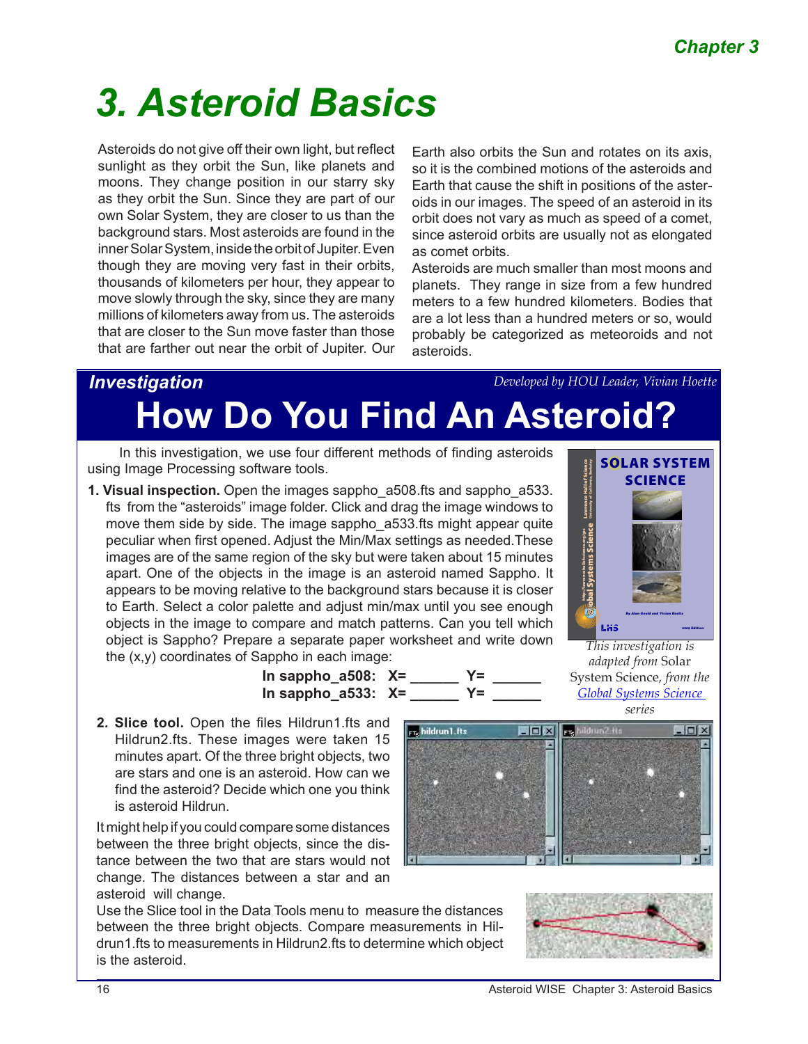# 3. Asteroid Basics

Asteroids do not give off their own light, but reflect sunlight as they orbit the Sun, like planets and moons. They change position in our starry sky as they orbit the Sun. Since they are part of our own Solar System, they are closer to us than the background stars. Most asteroids are found in the inner Solar System, inside the orbit of Jupiter. Even though they are moving very fast in their orbits, thousands of kilometers per hour, they appear to move slowly through the sky, since they are many millions of kilometers away from us. The asteroids that are closer to the Sun move faster than those that are farther out near the orbit of Jupiter. Our Earth also orbits the Sun and rotates on its axis, so it is the combined motions of the asteroids and Earth that cause the shift in positions of the asteroids in our images. The speed of an asteroid in its orbit does not vary as much as speed of a comet, since asteroid orbits are usually not as elongated as comet orbits.

Asteroids are much smaller than most moons and planets. They range in size from a few hundred meters to a few hundred kilometers. Bodies that are a lot less than a hundred meters or so, would probably be categorized as meteoroids and not asteroids.

## Investigation

*Developed by HOU Leader, Vivian Hoette*

## How Do You Find An Asteroid?

In this investigation, we use four different methods of finding asteroids using Image Processing software tools.

*This investigation is adapted from* Solar System Science, *from the* Global Systems Science *series*

1. **Visual inspection.** Open the images sappho_a508.fts and sappho_a533.fts from the "asteroids" image folder. Click and drag the image windows to move them side by side. The image sappho_a533.fts might appear quite peculiar when first opened. Adjust the Min/Max settings as needed. These images are of the same region of the sky but were taken about 15 minutes apart. One of the objects in the image is an asteroid named Sappho. It appears to be moving relative to the background stars because it is closer to Earth. Select a color palette and adjust min/max until you see enough objects in the image to compare and match patterns. Can you tell which object is Sappho? Prepare a separate paper worksheet and write down the (x,y) coordinates of Sappho in each image:

   **In sappho_a508: X= ______ Y= ______**
   **In sappho_a533: X= ______ Y= ______**

2. **Slice tool.** Open the files Hildrun1.fts and Hildrun2.fts. These images were taken 15 minutes apart. Of the three bright objects, two are stars and one is an asteroid. How can we find the asteroid? Decide which one you think is asteroid Hildrun.

   It might help if you could compare some distances between the three bright objects, since the distance between the two that are stars would not change. The distances between a star and an asteroid will change.

   Use the Slice tool in the Data Tools menu to measure the distances between the three bright objects. Compare measurements in Hildrun1.fts to measurements in Hildrun2.fts to determine which object is the asteroid.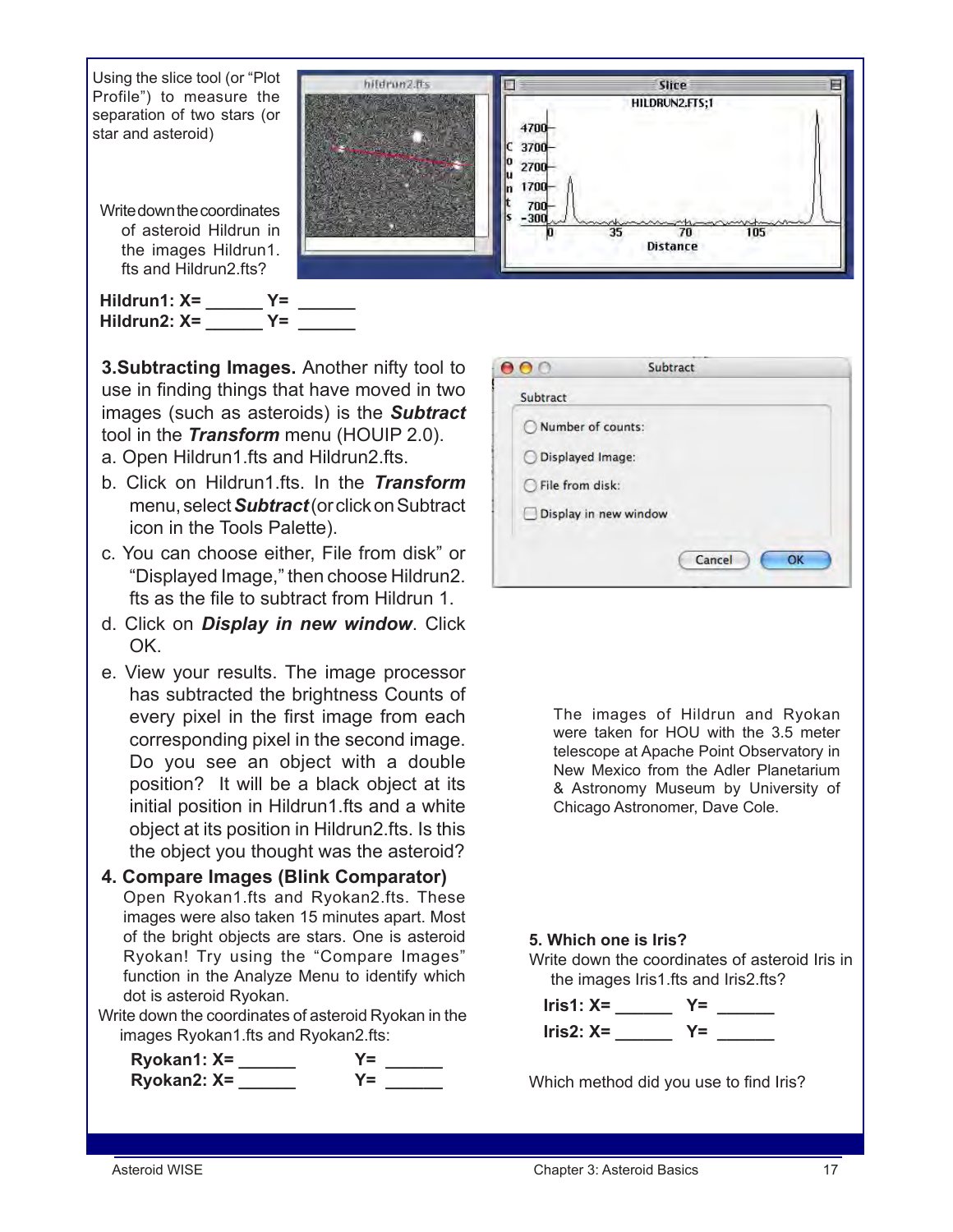Using the slice tool (or "Plot Profile") to measure the separation of two stars (or star and asteroid)

Write down the coordinates of asteroid Hildrun in the images Hildrun1.fts and Hildrun2.fts?

**Hildrun1: X= ______ Y= ______**
**Hildrun2: X= ______ Y= ______**

**3.Subtracting Images.** Another nifty tool to use in finding things that have moved in two images (such as asteroids) is the ***Subtract*** tool in the ***Transform*** menu (HOUIP 2.0).

a. Open Hildrun1.fts and Hildrun2.fts.

b. Click on Hildrun1.fts. In the ***Transform*** menu, select ***Subtract*** (or click on Subtract icon in the Tools Palette).

c. You can choose either, File from disk" or "Displayed Image," then choose Hildrun2.fts as the file to subtract from Hildrun 1.

d. Click on ***Display in new window***. Click OK.

e. View your results. The image processor has subtracted the brightness Counts of every pixel in the first image from each corresponding pixel in the second image. Do you see an object with a double position? It will be a black object at its initial position in Hildrun1.fts and a white object at its position in Hildrun2.fts. Is this the object you thought was the asteroid?

The images of Hildrun and Ryokan were taken for HOU with the 3.5 meter telescope at Apache Point Observatory in New Mexico from the Adler Planetarium & Astronomy Museum by University of Chicago Astronomer, Dave Cole.

**4. Compare Images (Blink Comparator)**

Open Ryokan1.fts and Ryokan2.fts. These images were also taken 15 minutes apart. Most of the bright objects are stars. One is asteroid Ryokan! Try using the "Compare Images" function in the Analyze Menu to identify which dot is asteroid Ryokan.

Write down the coordinates of asteroid Ryokan in the images Ryokan1.fts and Ryokan2.fts:

**Ryokan1: X= ______ Y= ______**
**Ryokan2: X= ______ Y= ______**

**5. Which one is Iris?**

Write down the coordinates of asteroid Iris in the images Iris1.fts and Iris2.fts?

**Iris1: X= ______ Y= ______**
**Iris2: X= ______ Y= ______**

Which method did you use to find Iris?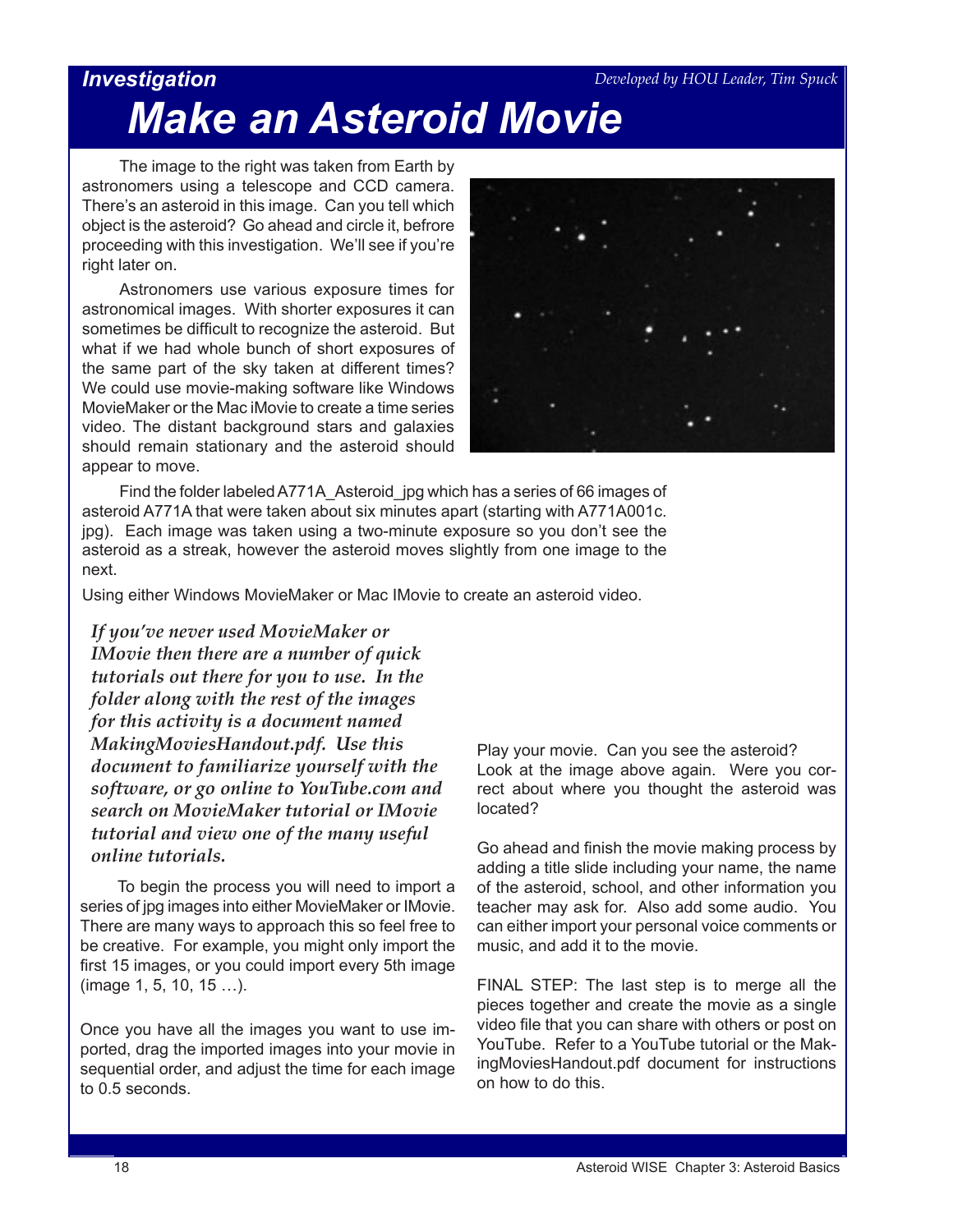*Investigation*

*Developed by HOU Leader, Tim Spuck*

# Make an Asteroid Movie

The image to the right was taken from Earth by astronomers using a telescope and CCD camera. There's an asteroid in this image. Can you tell which object is the asteroid? Go ahead and circle it, befrore proceeding with this investigation. We'll see if you're right later on.

Astronomers use various exposure times for astronomical images. With shorter exposures it can sometimes be difficult to recognize the asteroid. But what if we had whole bunch of short exposures of the same part of the sky taken at different times? We could use movie-making software like Windows MovieMaker or the Mac iMovie to create a time series video. The distant background stars and galaxies should remain stationary and the asteroid should appear to move.

Find the folder labeled A771A_Asteroid_jpg which has a series of 66 images of asteroid A771A that were taken about six minutes apart (starting with A771A001c.jpg). Each image was taken using a two-minute exposure so you don't see the asteroid as a streak, however the asteroid moves slightly from one image to the next.

Using either Windows MovieMaker or Mac IMovie to create an asteroid video.

***If you've never used MovieMaker or IMovie then there are a number of quick tutorials out there for you to use. In the folder along with the rest of the images for this activity is a document named MakingMoviesHandout.pdf. Use this document to familiarize yourself with the software, or go online to YouTube.com and search on MovieMaker tutorial or IMovie tutorial and view one of the many useful online tutorials.***

To begin the process you will need to import a series of jpg images into either MovieMaker or IMovie. There are many ways to approach this so feel free to be creative. For example, you might only import the first 15 images, or you could import every 5th image (image 1, 5, 10, 15 …).

Once you have all the images you want to use imported, drag the imported images into your movie in sequential order, and adjust the time for each image to 0.5 seconds.

Play your movie. Can you see the asteroid? Look at the image above again. Were you correct about where you thought the asteroid was located?

Go ahead and finish the movie making process by adding a title slide including your name, the name of the asteroid, school, and other information you teacher may ask for. Also add some audio. You can either import your personal voice comments or music, and add it to the movie.

FINAL STEP: The last step is to merge all the pieces together and create the movie as a single video file that you can share with others or post on YouTube. Refer to a YouTube tutorial or the MakingMoviesHandout.pdf document for instructions on how to do this.